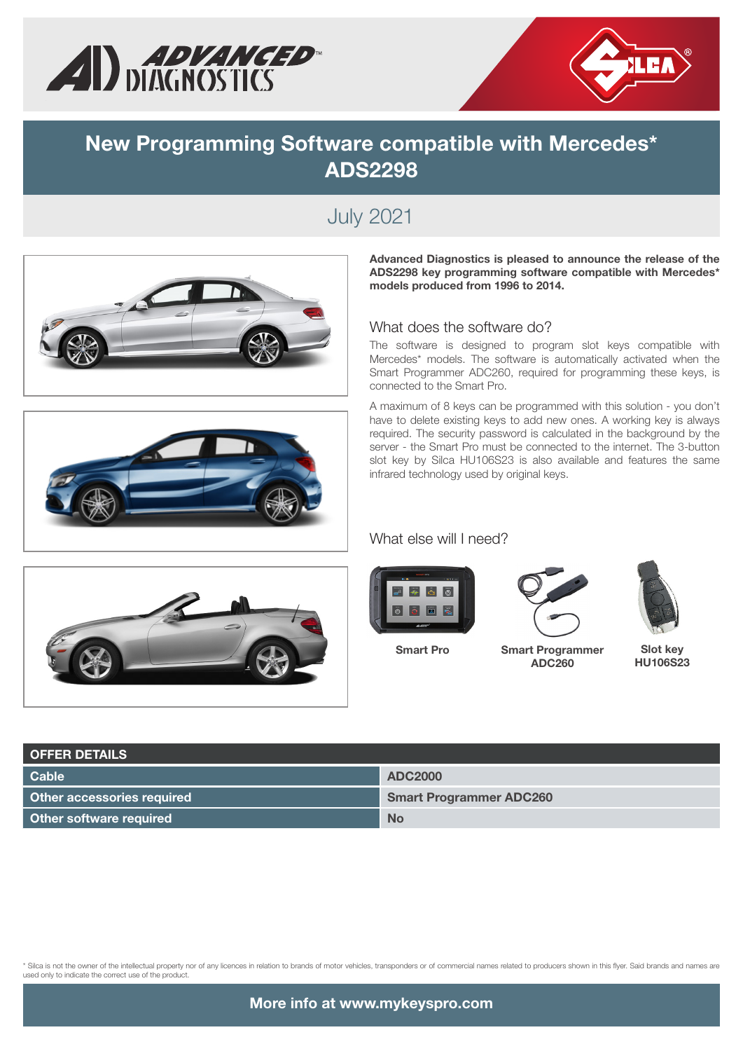# New Programming Software compatible with Mercedes* ADS2298

## July 2021

**Advanced Diagnostics is pleased to announce the release of the ADS2298 key programming software compatible with Mercedes* models produced from 1996 to 2014.**

### What does the software do?

The software is designed to program slot keys compatible with Mercedes* models. The software is automatically activated when the Smart Programmer ADC260, required for programming these keys, is connected to the Smart Pro.

A maximum of 8 keys can be programmed with this solution - you don't have to delete existing keys to add new ones. A working key is always required. The security password is calculated in the background by the server - the Smart Pro must be connected to the internet. The 3-button slot key by Silca HU106S23 is also available and features the same infrared technology used by original keys.

### What else will I need?

**Smart Pro**

**Smart Programmer ADC260**

**Slot key HU106S23**

| OFFER DETAILS | |
|---|---|
| **Cable** | **ADC2000** |
| **Other accessories required** | **Smart Programmer ADC260** |
| **Other software required** | **No** |

* Silca is not the owner of the intellectual property nor of any licences in relation to brands of motor vehicles, transponders or of commercial names related to producers shown in this flyer. Said brands and names are used only to indicate the correct use of the product.

**More info at www.mykeyspro.com**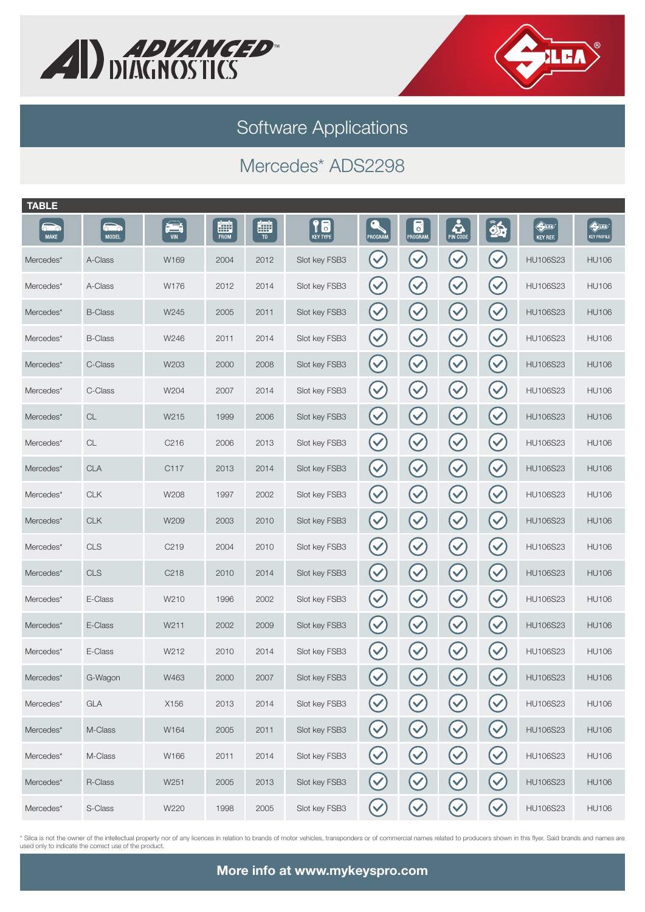## Software Applications

## Mercedes* ADS2298

**TABLE**

| MAKE | MODEL | VIN | FROM | TO | KEY TYPE | PROGRAM. | PROGRAM. | PIN CODE | | KEY REF. | KEY PROFILE |
|---|---|---|---|---|---|---|---|---|---|---|---|
| Mercedes* | A-Class | W169 | 2004 | 2012 | Slot key FSB3 | ✓ | ✓ | ✓ | ✓ | HU106S23 | HU106 |
| Mercedes* | A-Class | W176 | 2012 | 2014 | Slot key FSB3 | ✓ | ✓ | ✓ | ✓ | HU106S23 | HU106 |
| Mercedes* | B-Class | W245 | 2005 | 2011 | Slot key FSB3 | ✓ | ✓ | ✓ | ✓ | HU106S23 | HU106 |
| Mercedes* | B-Class | W246 | 2011 | 2014 | Slot key FSB3 | ✓ | ✓ | ✓ | ✓ | HU106S23 | HU106 |
| Mercedes* | C-Class | W203 | 2000 | 2008 | Slot key FSB3 | ✓ | ✓ | ✓ | ✓ | HU106S23 | HU106 |
| Mercedes* | C-Class | W204 | 2007 | 2014 | Slot key FSB3 | ✓ | ✓ | ✓ | ✓ | HU106S23 | HU106 |
| Mercedes* | CL | W215 | 1999 | 2006 | Slot key FSB3 | ✓ | ✓ | ✓ | ✓ | HU106S23 | HU106 |
| Mercedes* | CL | C216 | 2006 | 2013 | Slot key FSB3 | ✓ | ✓ | ✓ | ✓ | HU106S23 | HU106 |
| Mercedes* | CLA | C117 | 2013 | 2014 | Slot key FSB3 | ✓ | ✓ | ✓ | ✓ | HU106S23 | HU106 |
| Mercedes* | CLK | W208 | 1997 | 2002 | Slot key FSB3 | ✓ | ✓ | ✓ | ✓ | HU106S23 | HU106 |
| Mercedes* | CLK | W209 | 2003 | 2010 | Slot key FSB3 | ✓ | ✓ | ✓ | ✓ | HU106S23 | HU106 |
| Mercedes* | CLS | C219 | 2004 | 2010 | Slot key FSB3 | ✓ | ✓ | ✓ | ✓ | HU106S23 | HU106 |
| Mercedes* | CLS | C218 | 2010 | 2014 | Slot key FSB3 | ✓ | ✓ | ✓ | ✓ | HU106S23 | HU106 |
| Mercedes* | E-Class | W210 | 1996 | 2002 | Slot key FSB3 | ✓ | ✓ | ✓ | ✓ | HU106S23 | HU106 |
| Mercedes* | E-Class | W211 | 2002 | 2009 | Slot key FSB3 | ✓ | ✓ | ✓ | ✓ | HU106S23 | HU106 |
| Mercedes* | E-Class | W212 | 2010 | 2014 | Slot key FSB3 | ✓ | ✓ | ✓ | ✓ | HU106S23 | HU106 |
| Mercedes* | G-Wagon | W463 | 2000 | 2007 | Slot key FSB3 | ✓ | ✓ | ✓ | ✓ | HU106S23 | HU106 |
| Mercedes* | GLA | X156 | 2013 | 2014 | Slot key FSB3 | ✓ | ✓ | ✓ | ✓ | HU106S23 | HU106 |
| Mercedes* | M-Class | W164 | 2005 | 2011 | Slot key FSB3 | ✓ | ✓ | ✓ | ✓ | HU106S23 | HU106 |
| Mercedes* | M-Class | W166 | 2011 | 2014 | Slot key FSB3 | ✓ | ✓ | ✓ | ✓ | HU106S23 | HU106 |
| Mercedes* | R-Class | W251 | 2005 | 2013 | Slot key FSB3 | ✓ | ✓ | ✓ | ✓ | HU106S23 | HU106 |
| Mercedes* | S-Class | W220 | 1998 | 2005 | Slot key FSB3 | ✓ | ✓ | ✓ | ✓ | HU106S23 | HU106 |

* Silca is not the owner of the intellectual property nor of any licences in relation to brands of motor vehicles, transponders or of commercial names related to producers shown in this flyer. Said brands and names are used only to indicate the correct use of the product.

**More info at www.mykeyspro.com**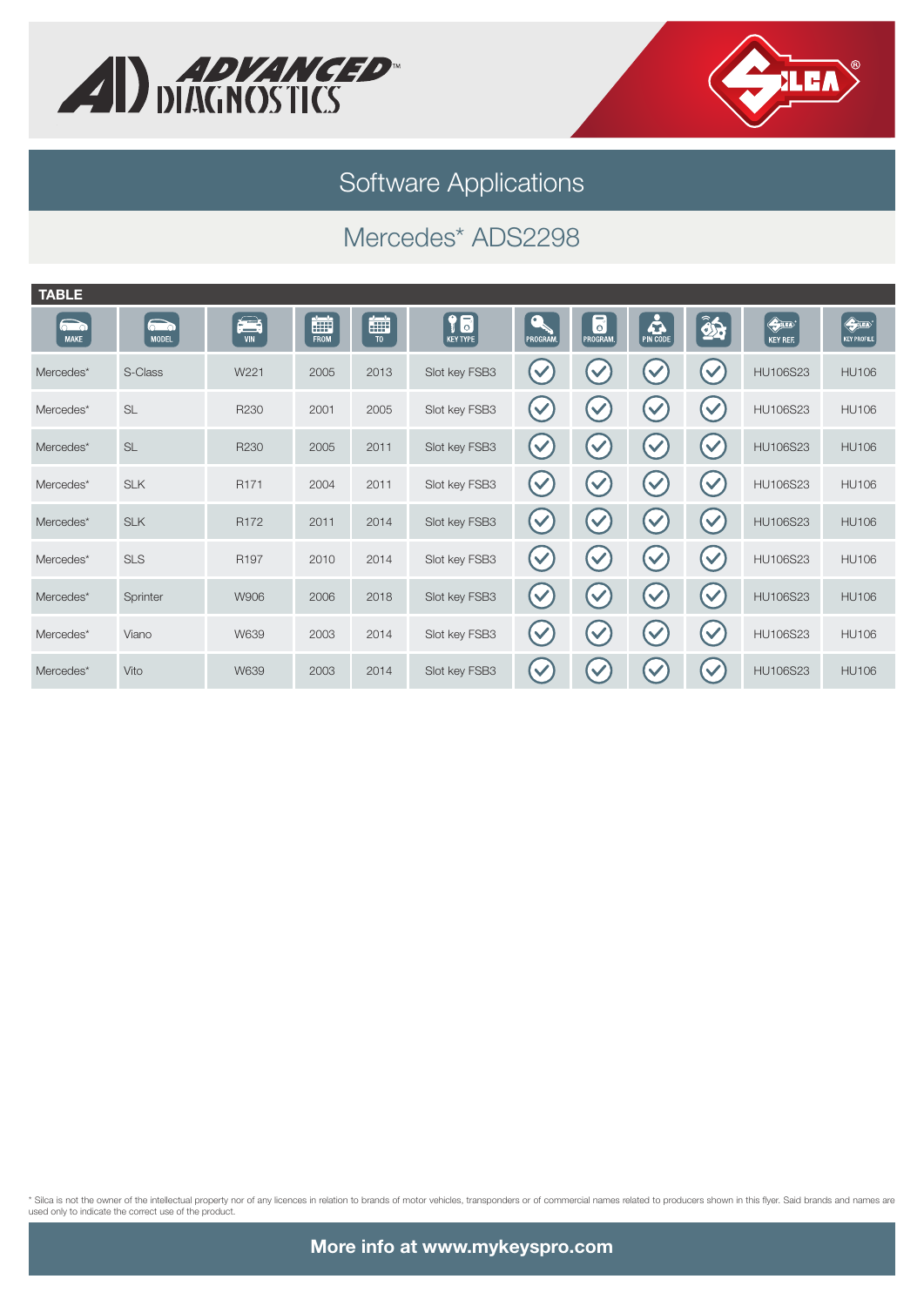# Software Applications

## Mercedes* ADS2298

**TABLE**

| MAKE | MODEL | VIN | FROM | TO | KEY TYPE | PROGRAM. | PROGRAM. | PIN CODE | | KEY REF. | KEY PROFILE |
|---|---|---|---|---|---|---|---|---|---|---|---|
| Mercedes* | S-Class | W221 | 2005 | 2013 | Slot key FSB3 | ✓ | ✓ | ✓ | ✓ | HU106S23 | HU106 |
| Mercedes* | SL | R230 | 2001 | 2005 | Slot key FSB3 | ✓ | ✓ | ✓ | ✓ | HU106S23 | HU106 |
| Mercedes* | SL | R230 | 2005 | 2011 | Slot key FSB3 | ✓ | ✓ | ✓ | ✓ | HU106S23 | HU106 |
| Mercedes* | SLK | R171 | 2004 | 2011 | Slot key FSB3 | ✓ | ✓ | ✓ | ✓ | HU106S23 | HU106 |
| Mercedes* | SLK | R172 | 2011 | 2014 | Slot key FSB3 | ✓ | ✓ | ✓ | ✓ | HU106S23 | HU106 |
| Mercedes* | SLS | R197 | 2010 | 2014 | Slot key FSB3 | ✓ | ✓ | ✓ | ✓ | HU106S23 | HU106 |
| Mercedes* | Sprinter | W906 | 2006 | 2018 | Slot key FSB3 | ✓ | ✓ | ✓ | ✓ | HU106S23 | HU106 |
| Mercedes* | Viano | W639 | 2003 | 2014 | Slot key FSB3 | ✓ | ✓ | ✓ | ✓ | HU106S23 | HU106 |
| Mercedes* | Vito | W639 | 2003 | 2014 | Slot key FSB3 | ✓ | ✓ | ✓ | ✓ | HU106S23 | HU106 |

* Silca is not the owner of the intellectual property nor of any licences in relation to brands of motor vehicles, transponders or of commercial names related to producers shown in this flyer. Said brands and names are used only to indicate the correct use of the product.

**More info at www.mykeyspro.com**